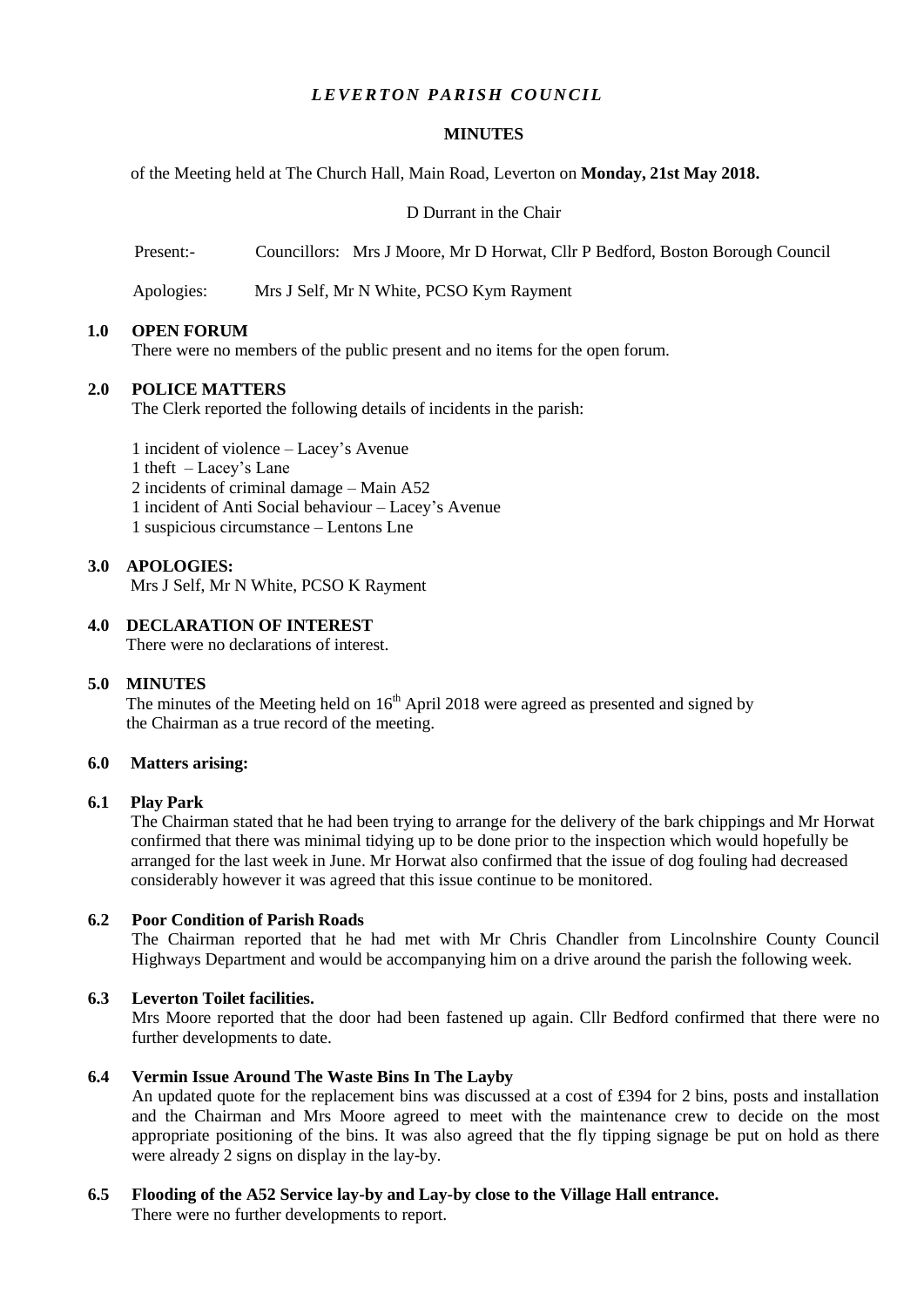# *LEVERTON PARISH COUNCIL*

## MINUTES

of the Meeting held at The Church Hall, Main Road, Leverton on **Monday, 21st May 2018.**

D Durrant in the Chair

Present:- Councillors: Mrs J Moore, Mr D Horwat, Cllr P Bedford, Boston Borough Council

Apologies: Mrs J Self, Mr N White, PCSO Kym Rayment

### 1.0 OPEN FORUM

There were no members of the public present and no items for the open forum.

### 2.0 POLICE MATTERS

The Clerk reported the following details of incidents in the parish:

1 incident of violence – Lacey's Avenue
1 theft – Lacey's Lane
2 incidents of criminal damage – Main A52
1 incident of Anti Social behaviour – Lacey's Avenue
1 suspicious circumstance – Lentons Lne

### 3.0 APOLOGIES:

Mrs J Self, Mr N White, PCSO K Rayment

### 4.0 DECLARATION OF INTEREST

There were no declarations of interest.

### 5.0 MINUTES

The minutes of the Meeting held on 16th April 2018 were agreed as presented and signed by the Chairman as a true record of the meeting.

### 6.0 Matters arising:

#### 6.1 Play Park

The Chairman stated that he had been trying to arrange for the delivery of the bark chippings and Mr Horwat confirmed that there was minimal tidying up to be done prior to the inspection which would hopefully be arranged for the last week in June. Mr Horwat also confirmed that the issue of dog fouling had decreased considerably however it was agreed that this issue continue to be monitored.

#### 6.2 Poor Condition of Parish Roads

The Chairman reported that he had met with Mr Chris Chandler from Lincolnshire County Council Highways Department and would be accompanying him on a drive around the parish the following week.

#### 6.3 Leverton Toilet facilities.

Mrs Moore reported that the door had been fastened up again. Cllr Bedford confirmed that there were no further developments to date.

#### 6.4 Vermin Issue Around The Waste Bins In The Layby

An updated quote for the replacement bins was discussed at a cost of £394 for 2 bins, posts and installation and the Chairman and Mrs Moore agreed to meet with the maintenance crew to decide on the most appropriate positioning of the bins. It was also agreed that the fly tipping signage be put on hold as there were already 2 signs on display in the lay-by.

#### 6.5 Flooding of the A52 Service lay-by and Lay-by close to the Village Hall entrance.

There were no further developments to report.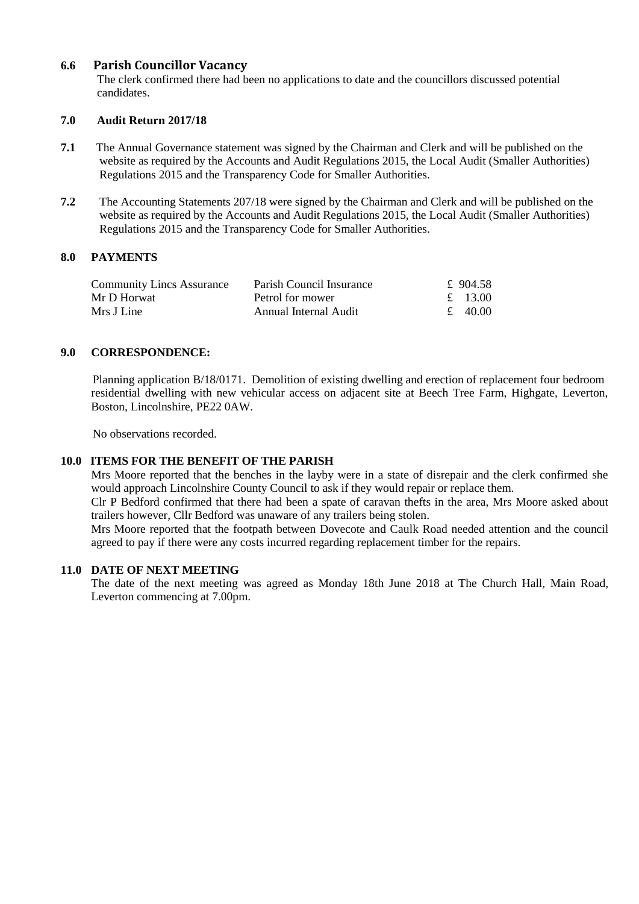### 6.6 Parish Councillor Vacancy

The clerk confirmed there had been no applications to date and the councillors discussed potential candidates.

### 7.0 Audit Return 2017/18

**7.1** The Annual Governance statement was signed by the Chairman and Clerk and will be published on the website as required by the Accounts and Audit Regulations 2015, the Local Audit (Smaller Authorities) Regulations 2015 and the Transparency Code for Smaller Authorities.

**7.2** The Accounting Statements 207/18 were signed by the Chairman and Clerk and will be published on the website as required by the Accounts and Audit Regulations 2015, the Local Audit (Smaller Authorities) Regulations 2015 and the Transparency Code for Smaller Authorities.

### 8.0 PAYMENTS

| | | |
|---|---|---|
| Community Lincs Assurance | Parish Council Insurance | £ 904.58 |
| Mr D Horwat | Petrol for mower | £ 13.00 |
| Mrs J Line | Annual Internal Audit | £ 40.00 |

### 9.0 CORRESPONDENCE:

Planning application B/18/0171. Demolition of existing dwelling and erection of replacement four bedroom residential dwelling with new vehicular access on adjacent site at Beech Tree Farm, Highgate, Leverton, Boston, Lincolnshire, PE22 0AW.

No observations recorded.

### 10.0 ITEMS FOR THE BENEFIT OF THE PARISH

Mrs Moore reported that the benches in the layby were in a state of disrepair and the clerk confirmed she would approach Lincolnshire County Council to ask if they would repair or replace them.

Clr P Bedford confirmed that there had been a spate of caravan thefts in the area, Mrs Moore asked about trailers however, Cllr Bedford was unaware of any trailers being stolen.

Mrs Moore reported that the footpath between Dovecote and Caulk Road needed attention and the council agreed to pay if there were any costs incurred regarding replacement timber for the repairs.

### 11.0 DATE OF NEXT MEETING

The date of the next meeting was agreed as Monday 18th June 2018 at The Church Hall, Main Road, Leverton commencing at 7.00pm.